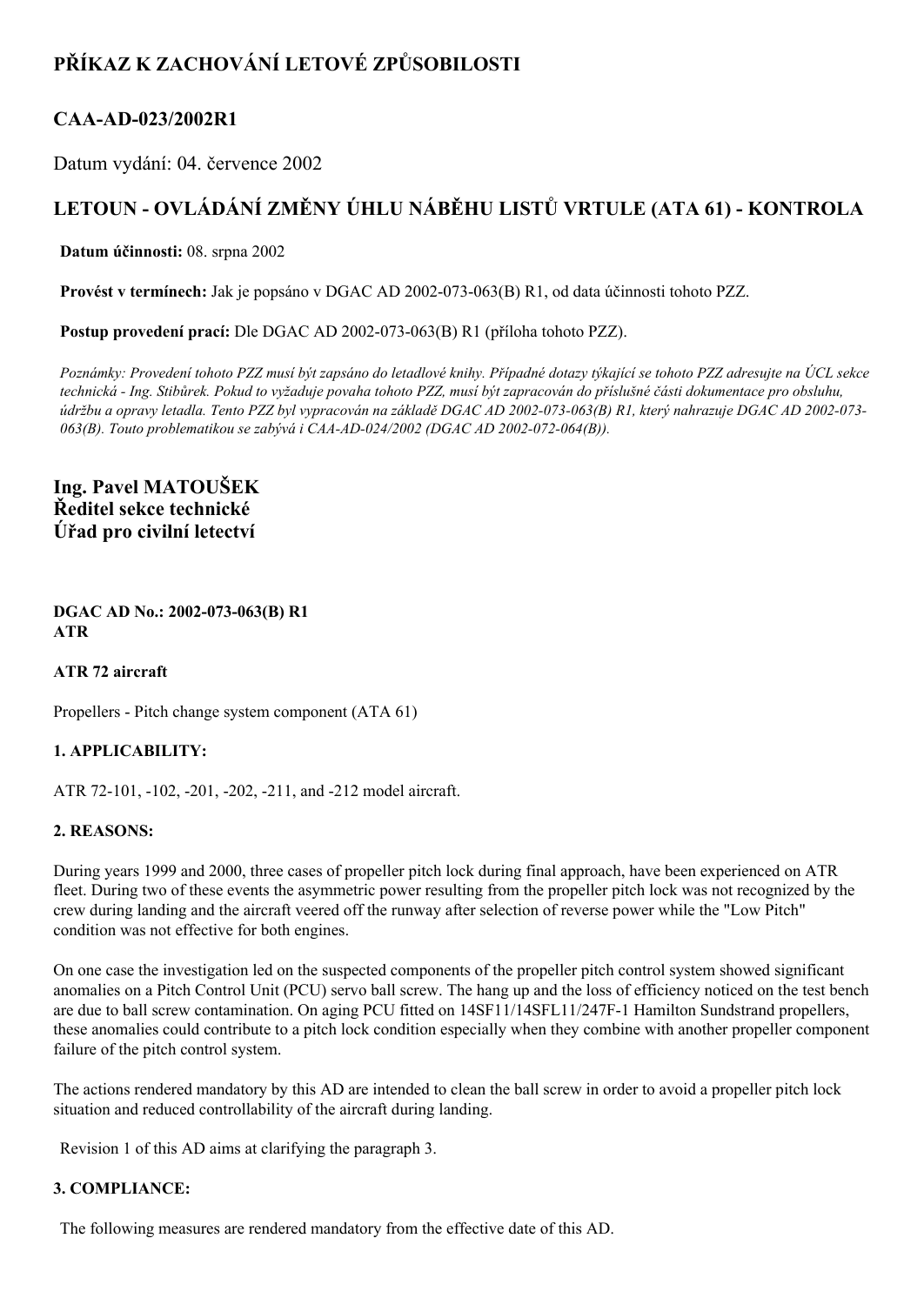# PŘÍKAZ K ZACHOVÁNÍ LETOVÉ ZPŮSOBILOSTI

## CAA-AD-023/2002R1

Datum vydání: 04. července 2002

## LETOUN - OVLÁDÁNÍ ZMĚNY ÚHLU NÁBĚHU LISTŮ VRTULE (ATA 61) - KONTROLA

**Datum účinnosti:** 08. srpna 2002

**Provést v termínech:** Jak je popsáno v DGAC AD 2002-073-063(B) R1, od data účinnosti tohoto PZZ.

**Postup provedení prací:** Dle DGAC AD 2002-073-063(B) R1 (příloha tohoto PZZ).

*Poznámky: Provedení tohoto PZZ musí být zapsáno do letadlové knihy. Případné dotazy týkající se tohoto PZZ adresujte na ÚCL sekce technická - Ing. Stibůrek. Pokud to vyžaduje povaha tohoto PZZ, musí být zapracován do příslušné části dokumentace pro obsluhu, údržbu a opravy letadla. Tento PZZ byl vypracován na základě DGAC AD 2002-073-063(B) R1, který nahrazuje DGAC AD 2002-073-063(B). Touto problematikou se zabývá i CAA-AD-024/2002 (DGAC AD 2002-072-064(B)).*

**Ing. Pavel MATOUŠEK**
**Ředitel sekce technické**
**Úřad pro civilní letectví**

**DGAC AD No.: 2002-073-063(B) R1**
**ATR**

**ATR 72 aircraft**

Propellers - Pitch change system component (ATA 61)

**1. APPLICABILITY:**

ATR 72-101, -102, -201, -202, -211, and -212 model aircraft.

**2. REASONS:**

During years 1999 and 2000, three cases of propeller pitch lock during final approach, have been experienced on ATR fleet. During two of these events the asymmetric power resulting from the propeller pitch lock was not recognized by the crew during landing and the aircraft veered off the runway after selection of reverse power while the "Low Pitch" condition was not effective for both engines.

On one case the investigation led on the suspected components of the propeller pitch control system showed significant anomalies on a Pitch Control Unit (PCU) servo ball screw. The hang up and the loss of efficiency noticed on the test bench are due to ball screw contamination. On aging PCU fitted on 14SF11/14SFL11/247F-1 Hamilton Sundstrand propellers, these anomalies could contribute to a pitch lock condition especially when they combine with another propeller component failure of the pitch control system.

The actions rendered mandatory by this AD are intended to clean the ball screw in order to avoid a propeller pitch lock situation and reduced controllability of the aircraft during landing.

Revision 1 of this AD aims at clarifying the paragraph 3.

**3. COMPLIANCE:**

The following measures are rendered mandatory from the effective date of this AD.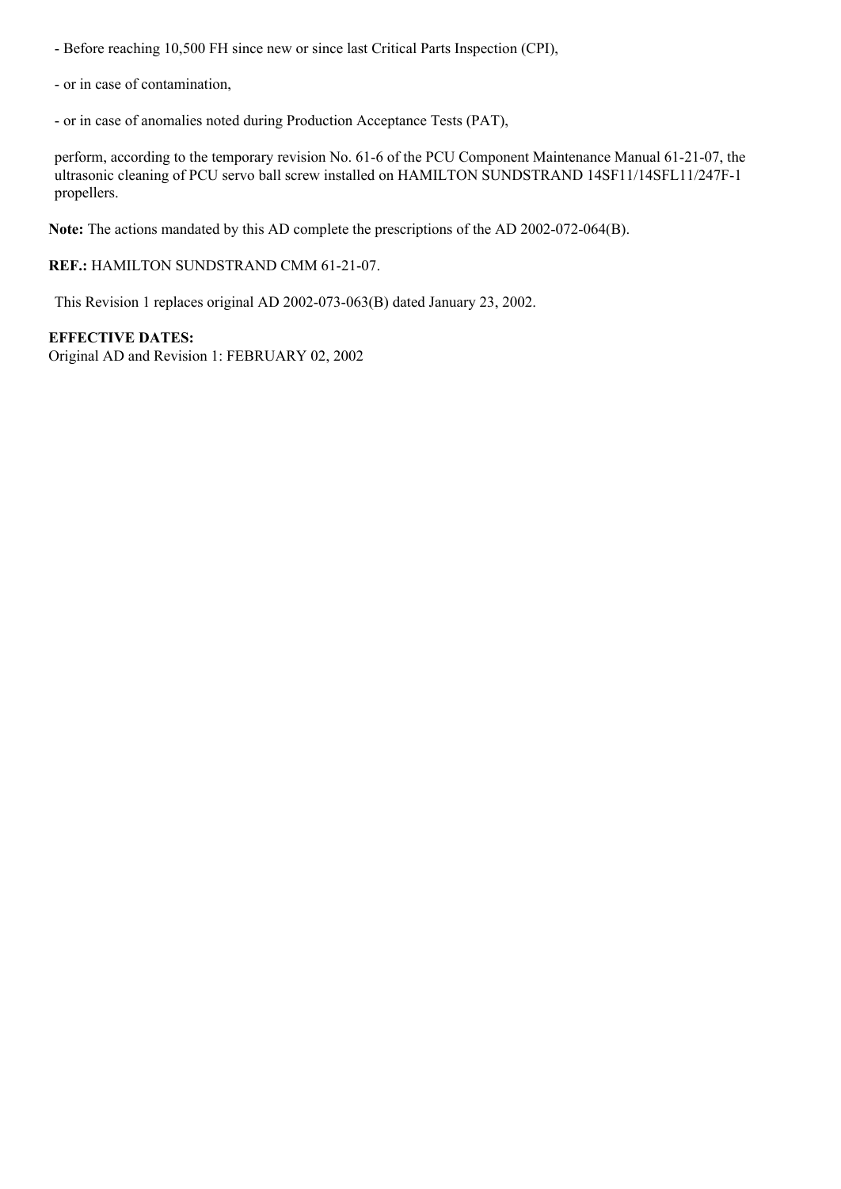- Before reaching 10,500 FH since new or since last Critical Parts Inspection (CPI),

- or in case of contamination,

- or in case of anomalies noted during Production Acceptance Tests (PAT),

perform, according to the temporary revision No. 61-6 of the PCU Component Maintenance Manual 61-21-07, the ultrasonic cleaning of PCU servo ball screw installed on HAMILTON SUNDSTRAND 14SF11/14SFL11/247F-1 propellers.

**Note:** The actions mandated by this AD complete the prescriptions of the AD 2002-072-064(B).

**REF.:** HAMILTON SUNDSTRAND CMM 61-21-07.

This Revision 1 replaces original AD 2002-073-063(B) dated January 23, 2002.

**EFFECTIVE DATES:**
Original AD and Revision 1: FEBRUARY 02, 2002